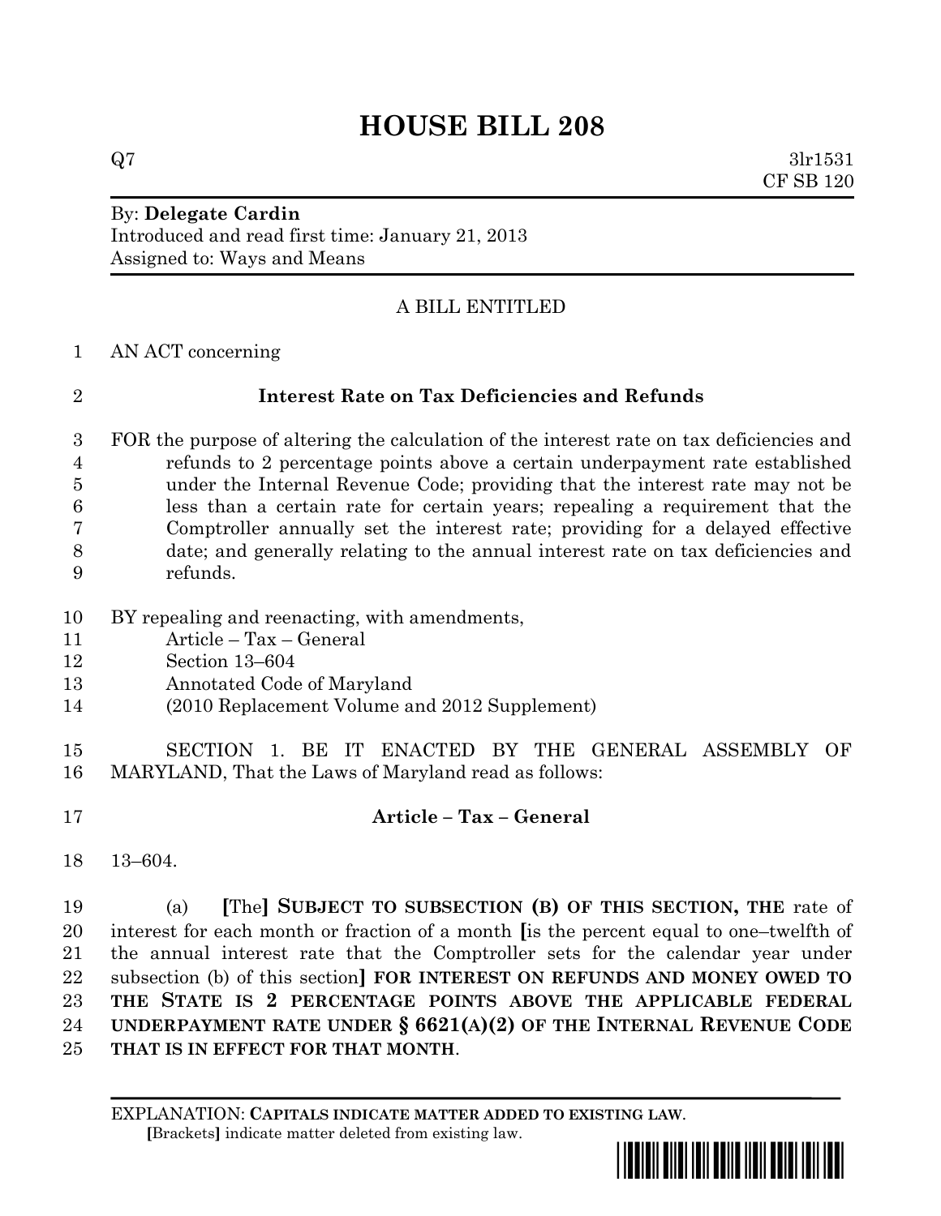# HOUSE BILL 208

Q7 3lr1531
CF SB 120

By: **Delegate Cardin**
Introduced and read first time: January 21, 2013
Assigned to: Ways and Means

A BILL ENTITLED

AN ACT concerning

**Interest Rate on Tax Deficiencies and Refunds**

FOR the purpose of altering the calculation of the interest rate on tax deficiencies and refunds to 2 percentage points above a certain underpayment rate established under the Internal Revenue Code; providing that the interest rate may not be less than a certain rate for certain years; repealing a requirement that the Comptroller annually set the interest rate; providing for a delayed effective date; and generally relating to the annual interest rate on tax deficiencies and refunds.

BY repealing and reenacting, with amendments,
Article – Tax – General
Section 13–604
Annotated Code of Maryland
(2010 Replacement Volume and 2012 Supplement)

SECTION 1. BE IT ENACTED BY THE GENERAL ASSEMBLY OF MARYLAND, That the Laws of Maryland read as follows:

**Article – Tax – General**

13–604.

(a) **[**The**]** **SUBJECT TO SUBSECTION (B) OF THIS SECTION, THE** rate of interest for each month or fraction of a month **[**is the percent equal to one–twelfth of the annual interest rate that the Comptroller sets for the calendar year under subsection (b) of this section**]** **FOR INTEREST ON REFUNDS AND MONEY OWED TO THE STATE IS 2 PERCENTAGE POINTS ABOVE THE APPLICABLE FEDERAL UNDERPAYMENT RATE UNDER § 6621(A)(2) OF THE INTERNAL REVENUE CODE THAT IS IN EFFECT FOR THAT MONTH**.

EXPLANATION: **CAPITALS INDICATE MATTER ADDED TO EXISTING LAW.**
**[**Brackets**]** indicate matter deleted from existing law.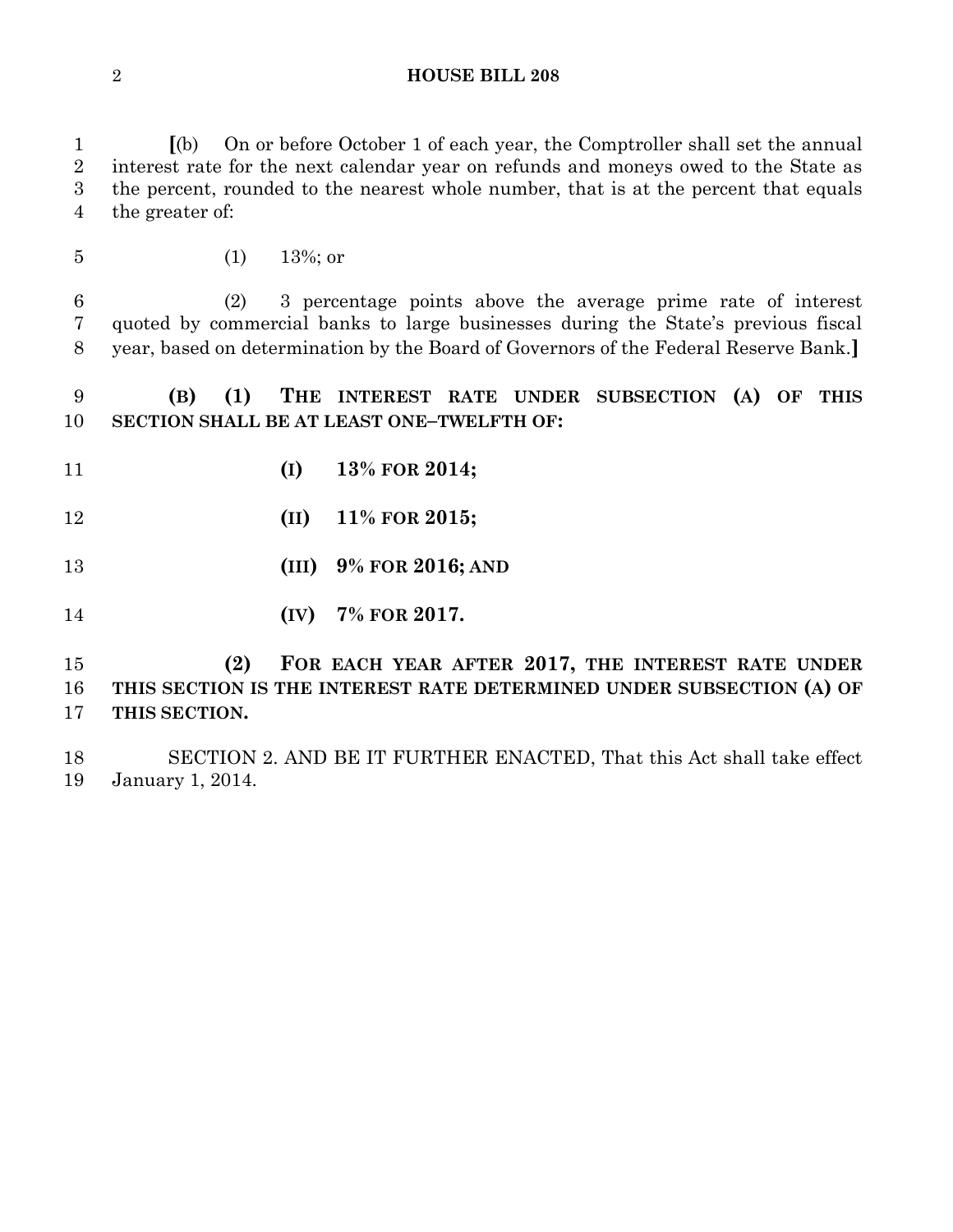**[**(b) On or before October 1 of each year, the Comptroller shall set the annual interest rate for the next calendar year on refunds and moneys owed to the State as the percent, rounded to the nearest whole number, that is at the percent that equals the greater of:

(1) 13%; or

(2) 3 percentage points above the average prime rate of interest quoted by commercial banks to large businesses during the State's previous fiscal year, based on determination by the Board of Governors of the Federal Reserve Bank.**]**

**(B) (1) THE INTEREST RATE UNDER SUBSECTION (A) OF THIS SECTION SHALL BE AT LEAST ONE–TWELFTH OF:**

**(I) 13% FOR 2014;**

**(II) 11% FOR 2015;**

**(III) 9% FOR 2016; AND**

**(IV) 7% FOR 2017.**

**(2) FOR EACH YEAR AFTER 2017, THE INTEREST RATE UNDER THIS SECTION IS THE INTEREST RATE DETERMINED UNDER SUBSECTION (A) OF THIS SECTION.**

SECTION 2. AND BE IT FURTHER ENACTED, That this Act shall take effect January 1, 2014.